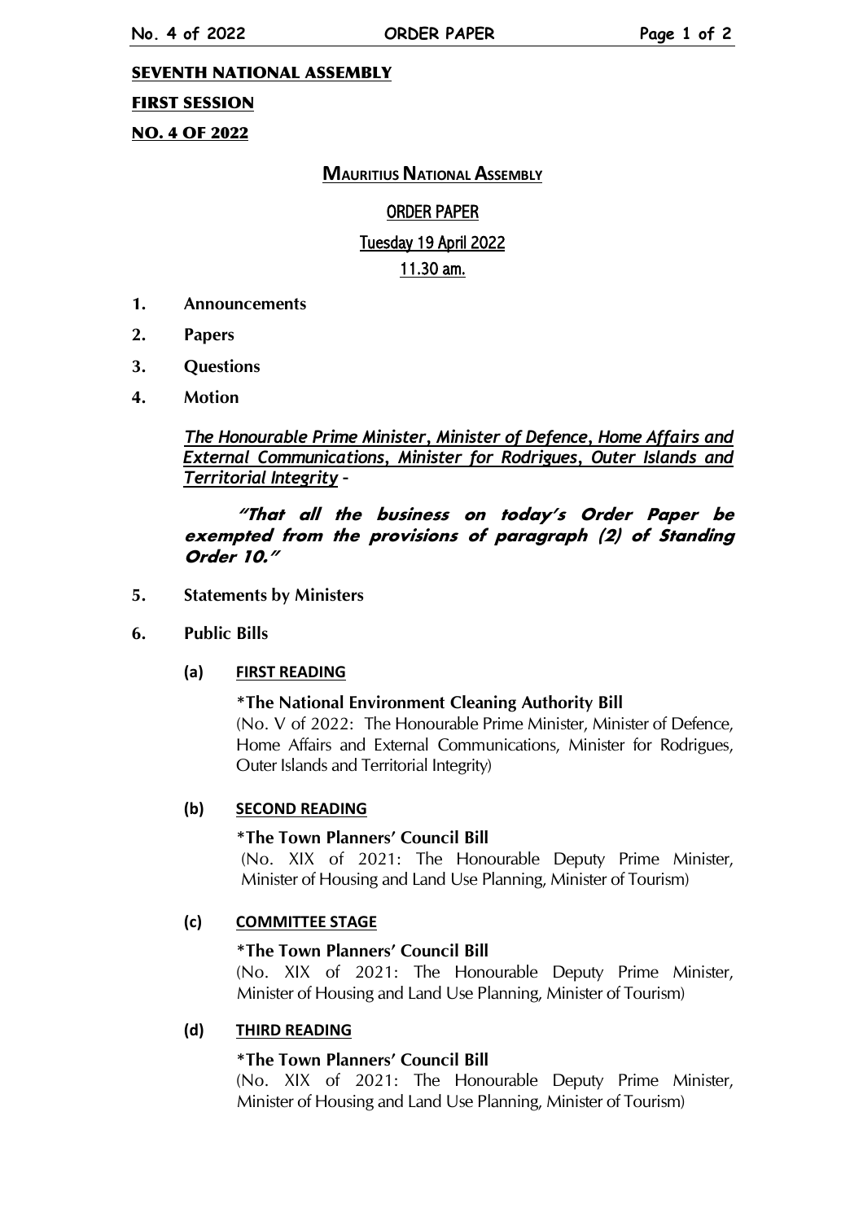**SEVENTH NATIONAL ASSEMBLY**

**FIRST SESSION**

**NO. 4 OF 2022**

# MAURITIUS NATIONAL ASSEMBLY

## ORDER PAPER

**Tuesday 19 April 2022**

**11.30 am.**

1. **Announcements**
2. **Papers**
3. **Questions**
4. **Motion**

   ***The Honourable Prime Minister, Minister of Defence, Home Affairs and External Communications, Minister for Rodrigues, Outer Islands and Territorial Integrity*** –

   ***"That all the business on today's Order Paper be exempted from the provisions of paragraph (2) of Standing Order 10."***

5. **Statements by Ministers**
6. **Public Bills**

   **(a) FIRST READING**

   ***The National Environment Cleaning Authority Bill**
   (No. V of 2022: The Honourable Prime Minister, Minister of Defence, Home Affairs and External Communications, Minister for Rodrigues, Outer Islands and Territorial Integrity)

   **(b) SECOND READING**

   ***The Town Planners' Council Bill**
   (No. XIX of 2021: The Honourable Deputy Prime Minister, Minister of Housing and Land Use Planning, Minister of Tourism)

   **(c) COMMITTEE STAGE**

   ***The Town Planners' Council Bill**
   (No. XIX of 2021: The Honourable Deputy Prime Minister, Minister of Housing and Land Use Planning, Minister of Tourism)

   **(d) THIRD READING**

   ***The Town Planners' Council Bill**
   (No. XIX of 2021: The Honourable Deputy Prime Minister, Minister of Housing and Land Use Planning, Minister of Tourism)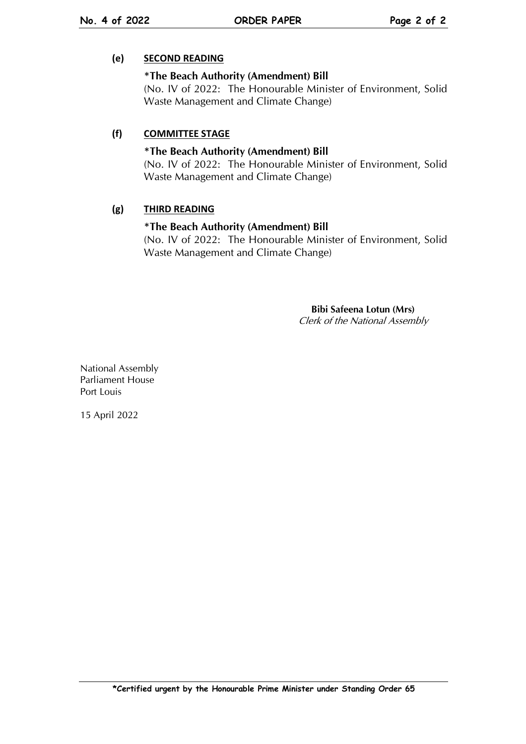**(e)** **SECOND READING**

***The Beach Authority (Amendment) Bill**
(No. IV of 2022: The Honourable Minister of Environment, Solid Waste Management and Climate Change)

**(f)** **COMMITTEE STAGE**

***The Beach Authority (Amendment) Bill**
(No. IV of 2022: The Honourable Minister of Environment, Solid Waste Management and Climate Change)

**(g)** **THIRD READING**

***The Beach Authority (Amendment) Bill**
(No. IV of 2022: The Honourable Minister of Environment, Solid Waste Management and Climate Change)

**Bibi Safeena Lotun (Mrs)**
*Clerk of the National Assembly*

National Assembly
Parliament House
Port Louis

15 April 2022

***Certified urgent by the Honourable Prime Minister under Standing Order 65**